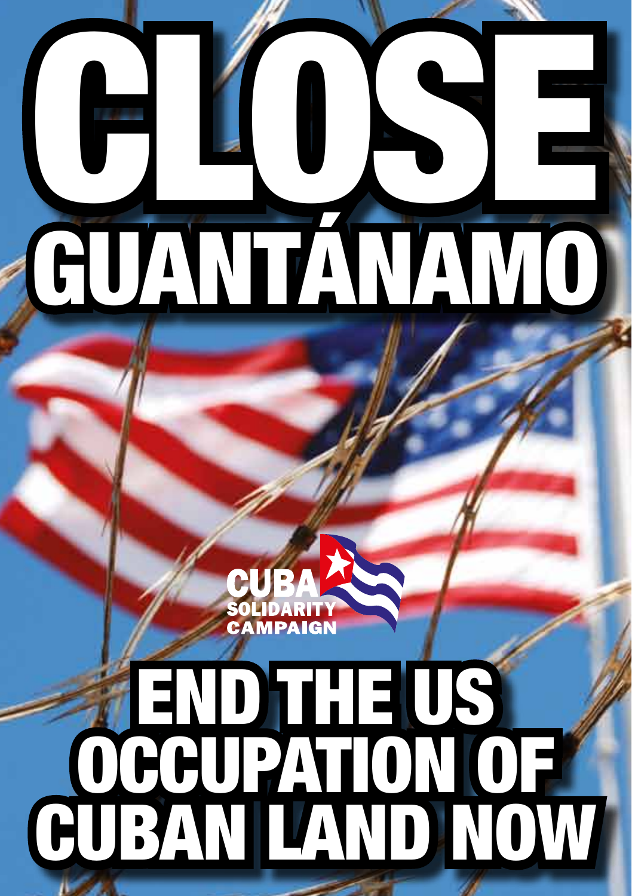# CLOSE GUANTÁNAMO

CUBA SOLIDARITY CAMPAIGN

# END THE US OCCUPATION OF CUBAN LAND NOW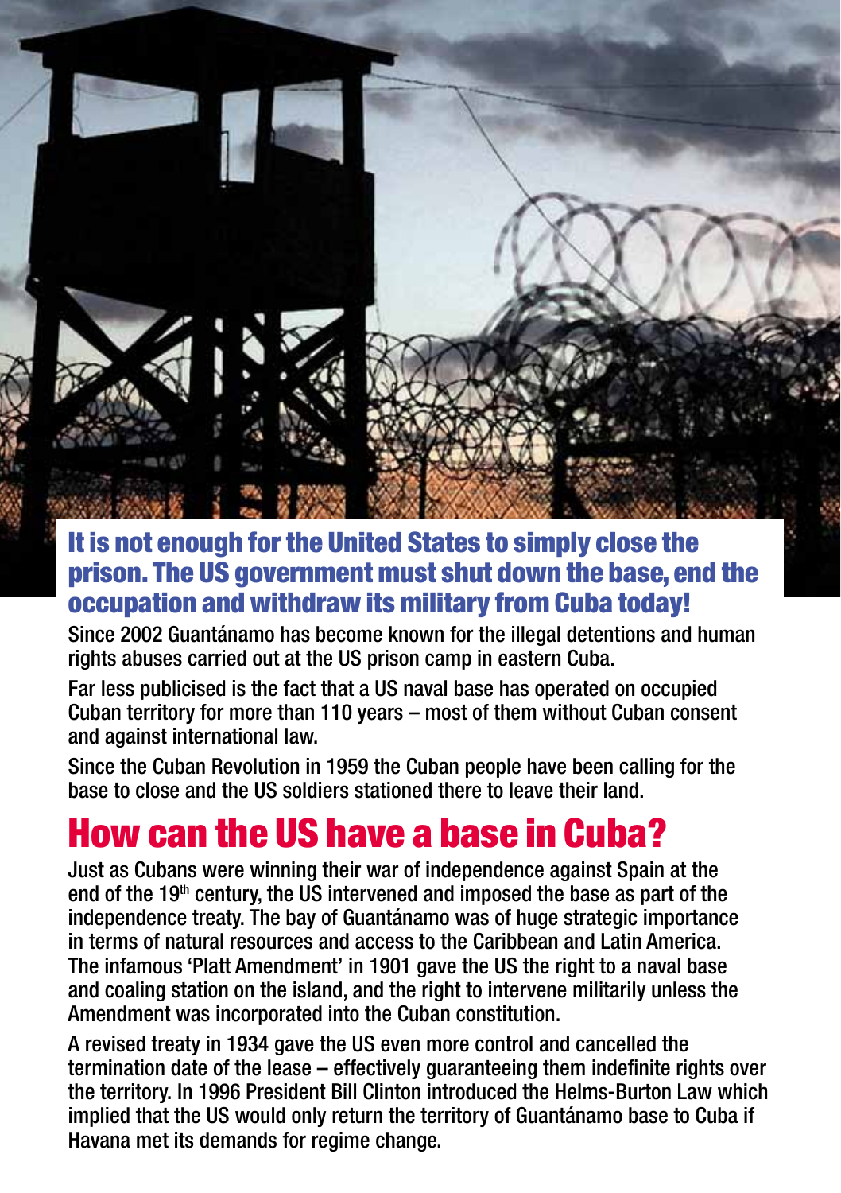**It is not enough for the United States to simply close the prison. The US government must shut down the base, end the occupation and withdraw its military from Cuba today!**

Since 2002 Guantánamo has become known for the illegal detentions and human rights abuses carried out at the US prison camp in eastern Cuba.

Far less publicised is the fact that a US naval base has operated on occupied Cuban territory for more than 110 years – most of them without Cuban consent and against international law.

Since the Cuban Revolution in 1959 the Cuban people have been calling for the base to close and the US soldiers stationed there to leave their land.

## How can the US have a base in Cuba?

Just as Cubans were winning their war of independence against Spain at the end of the 19th century, the US intervened and imposed the base as part of the independence treaty. The bay of Guantánamo was of huge strategic importance in terms of natural resources and access to the Caribbean and Latin America. The infamous 'Platt Amendment' in 1901 gave the US the right to a naval base and coaling station on the island, and the right to intervene militarily unless the Amendment was incorporated into the Cuban constitution.

A revised treaty in 1934 gave the US even more control and cancelled the termination date of the lease – effectively guaranteeing them indefinite rights over the territory. In 1996 President Bill Clinton introduced the Helms-Burton Law which implied that the US would only return the territory of Guantánamo base to Cuba if Havana met its demands for regime change.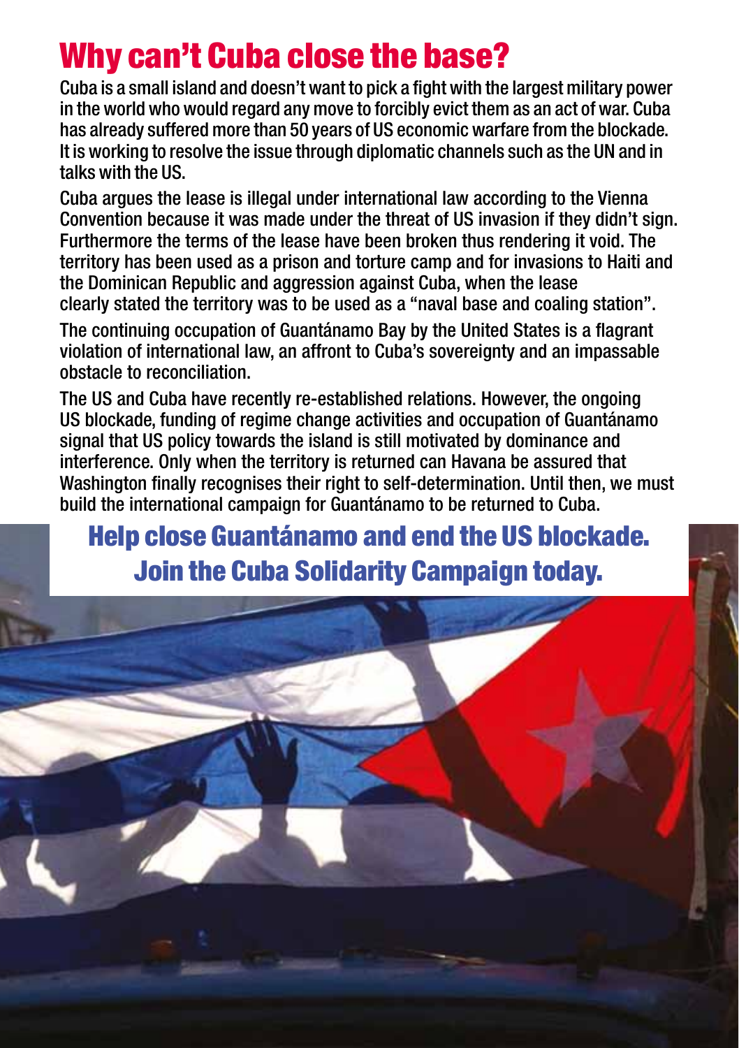# Why can't Cuba close the base?

Cuba is a small island and doesn't want to pick a fight with the largest military power in the world who would regard any move to forcibly evict them as an act of war. Cuba has already suffered more than 50 years of US economic warfare from the blockade. It is working to resolve the issue through diplomatic channels such as the UN and in talks with the US.

Cuba argues the lease is illegal under international law according to the Vienna Convention because it was made under the threat of US invasion if they didn't sign. Furthermore the terms of the lease have been broken thus rendering it void. The territory has been used as a prison and torture camp and for invasions to Haiti and the Dominican Republic and aggression against Cuba, when the lease clearly stated the territory was to be used as a "naval base and coaling station".

The continuing occupation of Guantánamo Bay by the United States is a flagrant violation of international law, an affront to Cuba's sovereignty and an impassable obstacle to reconciliation.

The US and Cuba have recently re-established relations. However, the ongoing US blockade, funding of regime change activities and occupation of Guantánamo signal that US policy towards the island is still motivated by dominance and interference. Only when the territory is returned can Havana be assured that Washington finally recognises their right to self-determination. Until then, we must build the international campaign for Guantánamo to be returned to Cuba.

## Help close Guantánamo and end the US blockade. Join the Cuba Solidarity Campaign today.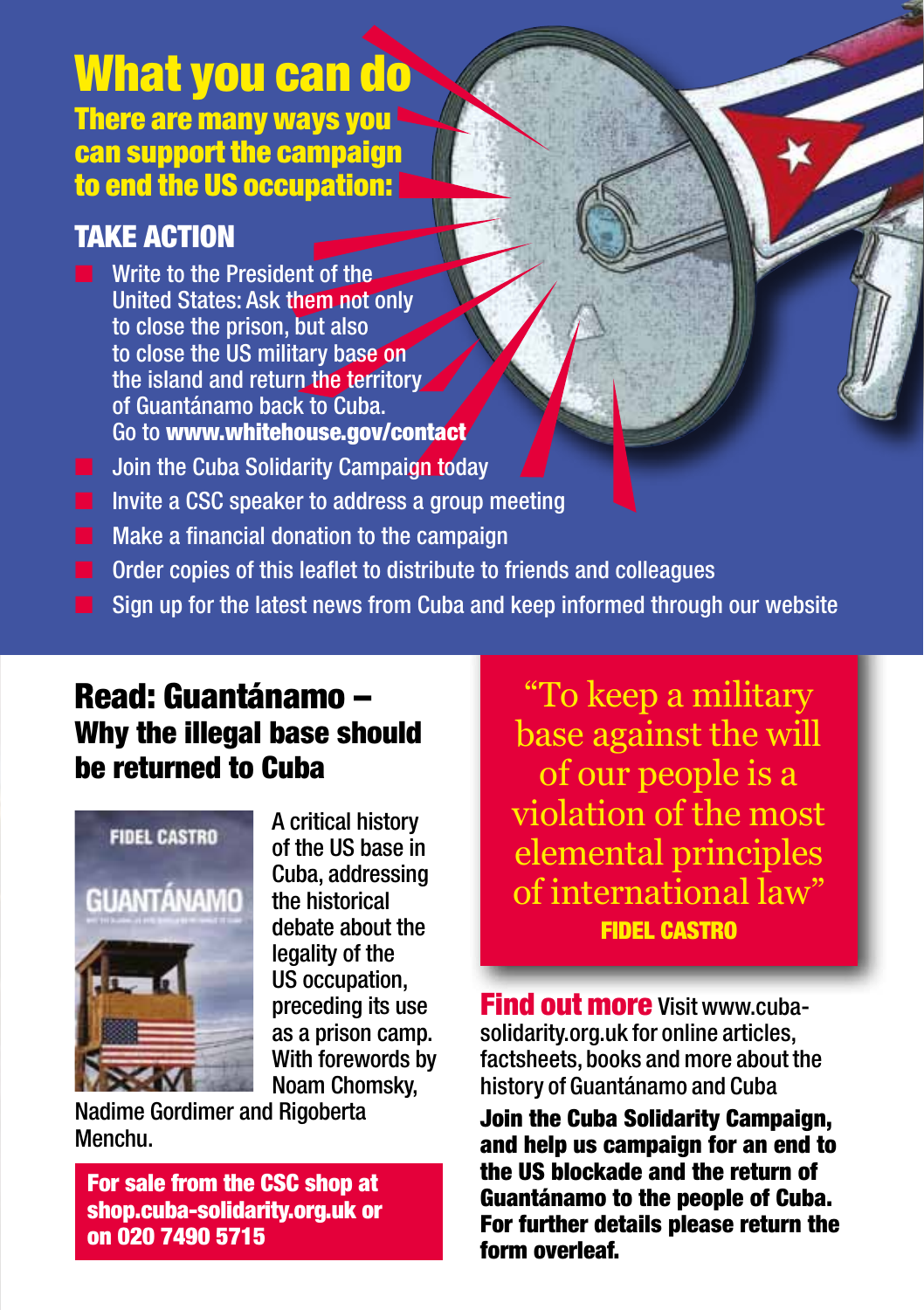# What you can do

**There are many ways you can support the campaign to end the US occupation:**

## TAKE ACTION

- Write to the President of the United States: Ask them not only to close the prison, but also to close the US military base on the island and return the territory of Guantánamo back to Cuba. Go to **www.whitehouse.gov/contact**
- Join the Cuba Solidarity Campaign today
- Invite a CSC speaker to address a group meeting
- Make a financial donation to the campaign
- Order copies of this leaflet to distribute to friends and colleagues
- Sign up for the latest news from Cuba and keep informed through our website

## Read: Guantánamo – Why the illegal base should be returned to Cuba

A critical history of the US base in Cuba, addressing the historical debate about the legality of the US occupation, preceding its use as a prison camp. With forewords by Noam Chomsky, Nadime Gordimer and Rigoberta Menchu.

**For sale from the CSC shop at shop.cuba-solidarity.org.uk or on 020 7490 5715**

> "To keep a military base against the will of our people is a violation of the most elemental principles of international law"
>
> **FIDEL CASTRO**

**Find out more** Visit www.cuba-solidarity.org.uk for online articles, factsheets, books and more about the history of Guantánamo and Cuba

**Join the Cuba Solidarity Campaign, and help us campaign for an end to the US blockade and the return of Guantánamo to the people of Cuba. For further details please return the form overleaf.**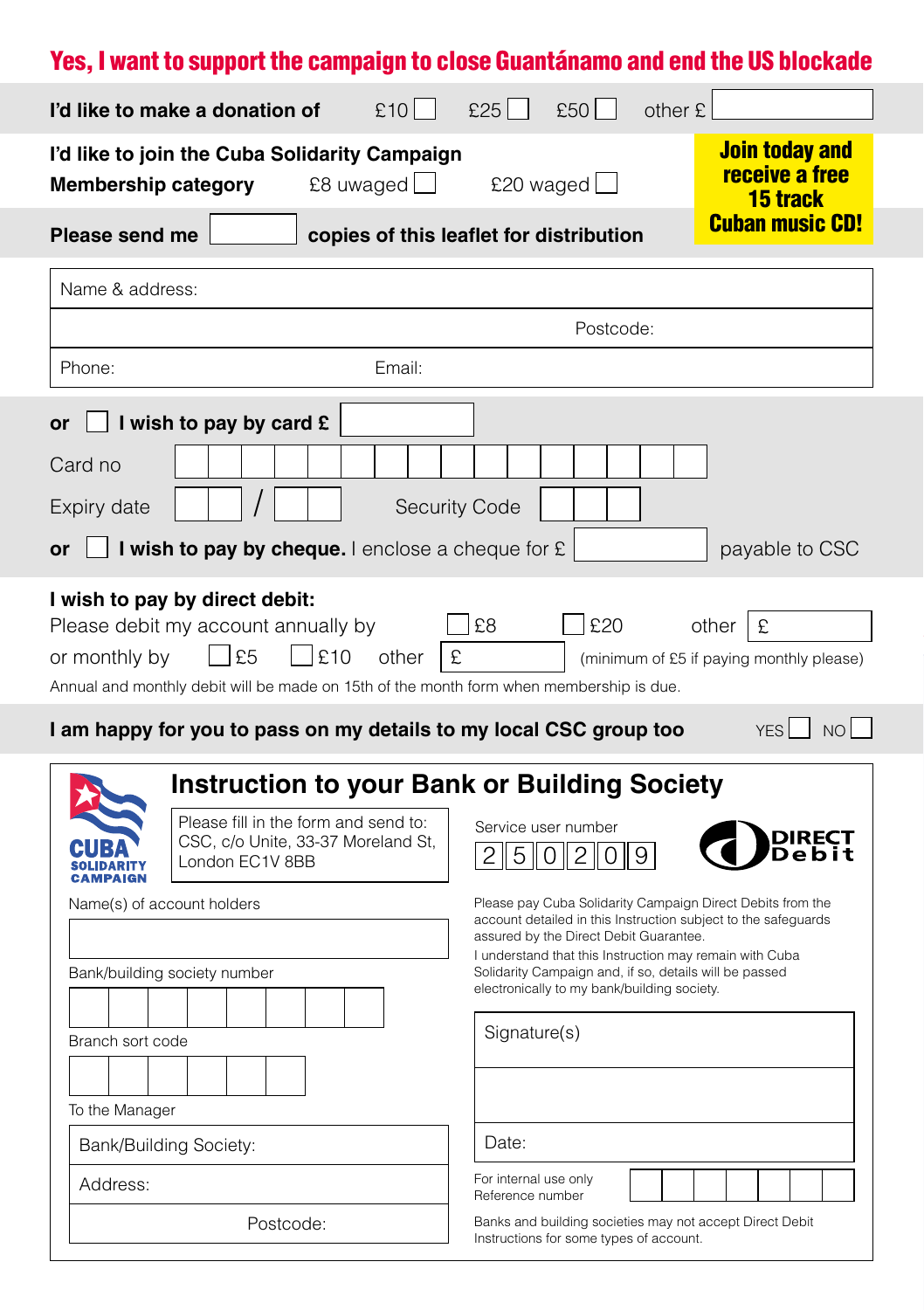# Yes, I want to support the campaign to close Guantánamo and end the US blockade

**I'd like to make a donation of** £10 ☐ £25 ☐ £50 ☐ other £ ______

**I'd like to join the Cuba Solidarity Campaign**

**Membership category** £8 uwaged ☐ £20 waged ☐

**Join today and receive a free 15 track Cuban music CD!**

**Please send me** ______ **copies of this leaflet for distribution**

Name & address:

Postcode:

Phone: Email:

**or** ☐ **I wish to pay by card £** ______

Card no

Expiry date ___ / ___ Security Code

**or** ☐ **I wish to pay by cheque.** I enclose a cheque for £ ______ payable to CSC

**I wish to pay by direct debit:**

Please debit my account annually by ☐ £8 ☐ £20 other £ ______

or monthly by ☐ £5 ☐ £10 other £ ______ (minimum of £5 if paying monthly please)

Annual and monthly debit will be made on 15th of the month form when membership is due.

**I am happy for you to pass on my details to my local CSC group too** YES ☐ NO ☐

## Instruction to your Bank or Building Society

CUBA SOLIDARITY CAMPAIGN

Please fill in the form and send to:
CSC, c/o Unite, 33-37 Moreland St,
London EC1V 8BB

Service user number

2 5 0 2 0 9

DIRECT Debit

Name(s) of account holders

Bank/building society number

Branch sort code

To the Manager

Bank/Building Society:

Address:

Postcode:

Please pay Cuba Solidarity Campaign Direct Debits from the account detailed in this Instruction subject to the safeguards assured by the Direct Debit Guarantee.
I understand that this Instruction may remain with Cuba Solidarity Campaign and, if so, details will be passed electronically to my bank/building society.

Signature(s)

Date:

For internal use only
Reference number

Banks and building societies may not accept Direct Debit Instructions for some types of account.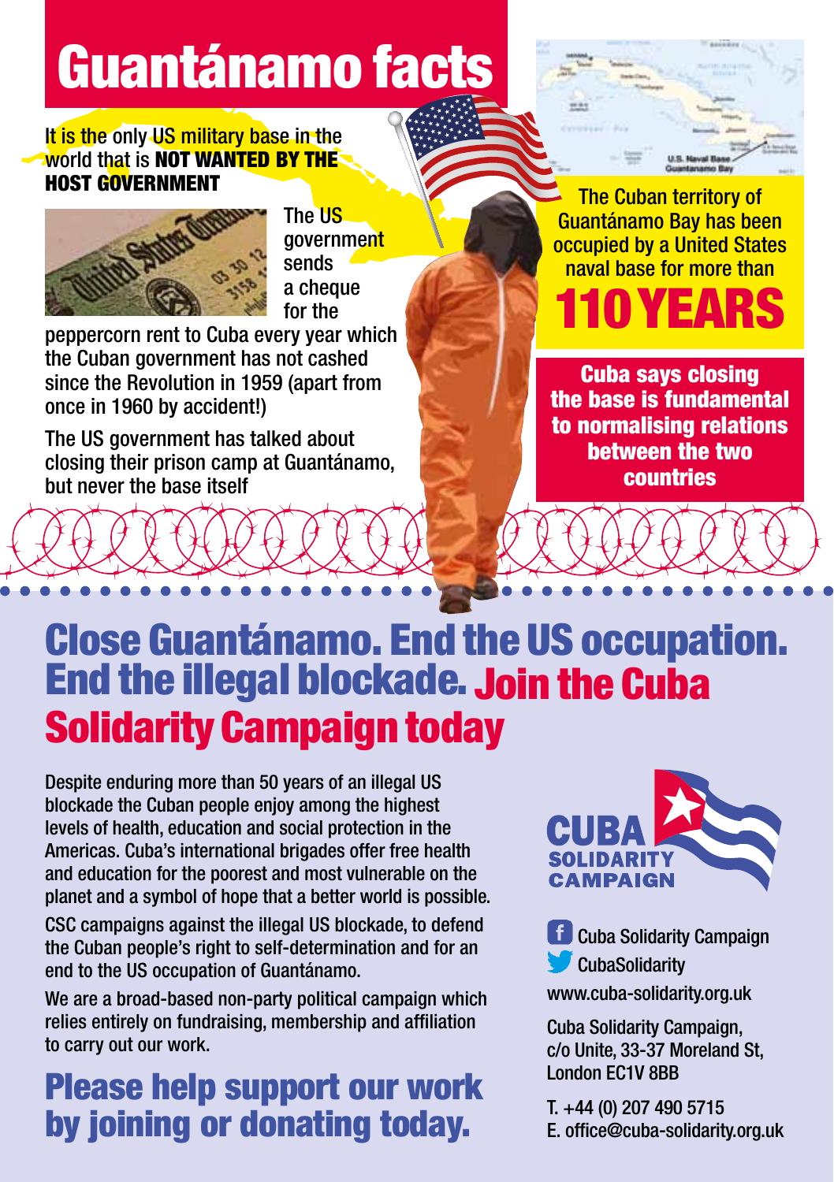# Guantánamo facts

It is the only US military base in the world that is **NOT WANTED BY THE HOST GOVERNMENT**

The US government sends a cheque for the peppercorn rent to Cuba every year which the Cuban government has not cashed since the Revolution in 1959 (apart from once in 1960 by accident!)

The US government has talked about closing their prison camp at Guantánamo, but never the base itself

The Cuban territory of Guantánamo Bay has been occupied by a United States naval base for more than

**110 YEARS**

**Cuba says closing the base is fundamental to normalising relations between the two countries**

## Close Guantánamo. End the US occupation. End the illegal blockade. Join the Cuba Solidarity Campaign today

Despite enduring more than 50 years of an illegal US blockade the Cuban people enjoy among the highest levels of health, education and social protection in the Americas. Cuba's international brigades offer free health and education for the poorest and most vulnerable on the planet and a symbol of hope that a better world is possible.

CSC campaigns against the illegal US blockade, to defend the Cuban people's right to self-determination and for an end to the US occupation of Guantánamo.

We are a broad-based non-party political campaign which relies entirely on fundraising, membership and affiliation to carry out our work.

## Please help support our work by joining or donating today.

CUBA SOLIDARITY CAMPAIGN

Cuba Solidarity Campaign
CubaSolidarity
www.cuba-solidarity.org.uk

Cuba Solidarity Campaign,
c/o Unite, 33-37 Moreland St,
London EC1V 8BB

T. +44 (0) 207 490 5715
E. office@cuba-solidarity.org.uk